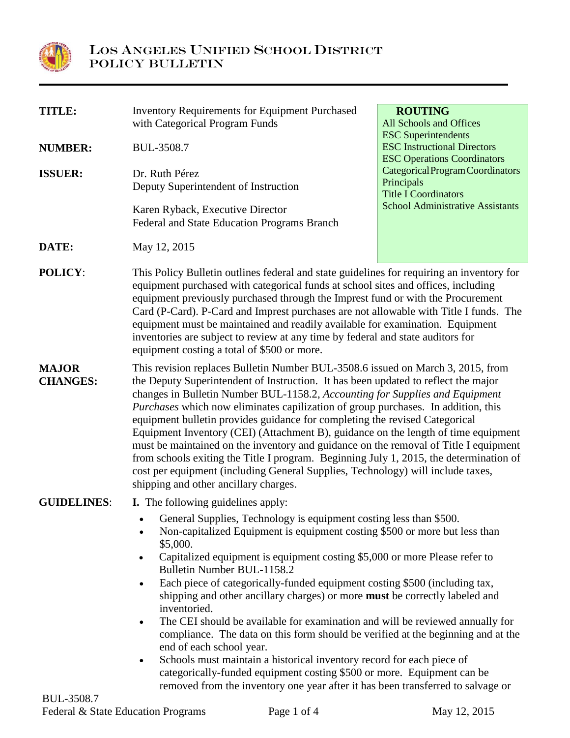# LOS ANGELES UNIFIED SCHOOL DISTRICT
## POLICY BULLETIN

| | | ROUTING |
|---|---|---|
| **TITLE:** | Inventory Requirements for Equipment Purchased with Categorical Program Funds | All Schools and Offices<br>ESC Superintendents<br>ESC Instructional Directors<br>ESC Operations Coordinators<br>Categorical Program Coordinators<br>Principals<br>Title I Coordinators<br>School Administrative Assistants |
| **NUMBER:** | BUL-3508.7 | |
| **ISSUER:** | Dr. Ruth Pérez<br>Deputy Superintendent of Instruction<br><br>Karen Ryback, Executive Director<br>Federal and State Education Programs Branch | |
| **DATE:** | May 12, 2015 | |

**POLICY:** This Policy Bulletin outlines federal and state guidelines for requiring an inventory for equipment purchased with categorical funds at school sites and offices, including equipment previously purchased through the Imprest fund or with the Procurement Card (P-Card). P-Card and Imprest purchases are not allowable with Title I funds. The equipment must be maintained and readily available for examination. Equipment inventories are subject to review at any time by federal and state auditors for equipment costing a total of $500 or more.

**MAJOR CHANGES:** This revision replaces Bulletin Number BUL-3508.6 issued on March 3, 2015, from the Deputy Superintendent of Instruction. It has been updated to reflect the major changes in Bulletin Number BUL-1158.2, *Accounting for Supplies and Equipment Purchases* which now eliminates capilization of group purchases. In addition, this equipment bulletin provides guidance for completing the revised Categorical Equipment Inventory (CEI) (Attachment B), guidance on the length of time equipment must be maintained on the inventory and guidance on the removal of Title I equipment from schools exiting the Title I program. Beginning July 1, 2015, the determination of cost per equipment (including General Supplies, Technology) will include taxes, shipping and other ancillary charges.

**GUIDELINES:** **I.** The following guidelines apply:

- General Supplies, Technology is equipment costing less than $500.
- Non-capitalized Equipment is equipment costing $500 or more but less than $5,000.
- Capitalized equipment is equipment costing $5,000 or more Please refer to Bulletin Number BUL-1158.2
- Each piece of categorically-funded equipment costing $500 (including tax, shipping and other ancillary charges) or more **must** be correctly labeled and inventoried.
- The CEI should be available for examination and will be reviewed annually for compliance. The data on this form should be verified at the beginning and at the end of each school year.
- Schools must maintain a historical inventory record for each piece of categorically-funded equipment costing $500 or more. Equipment can be removed from the inventory one year after it has been transferred to salvage or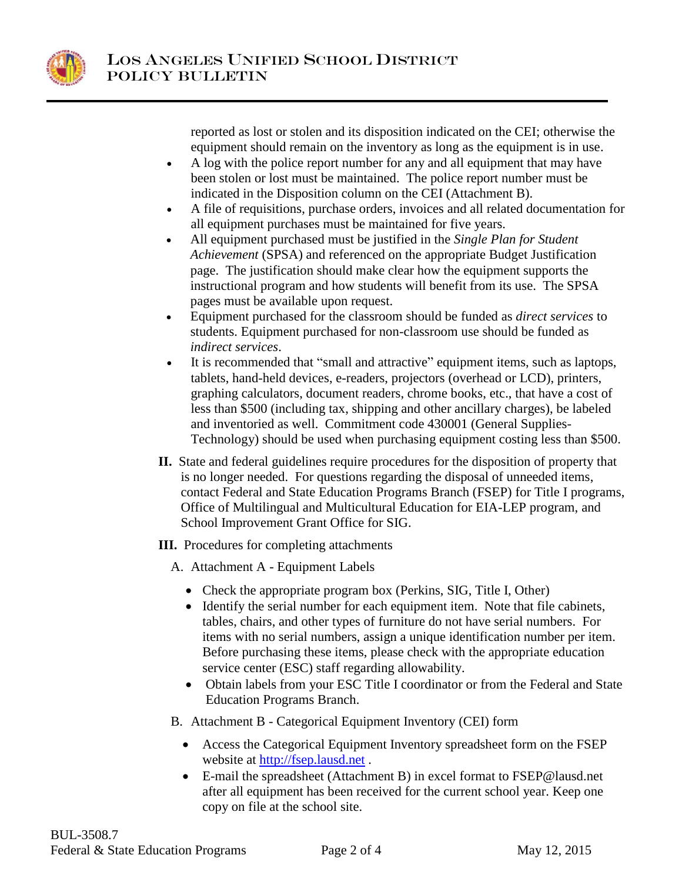reported as lost or stolen and its disposition indicated on the CEI; otherwise the equipment should remain on the inventory as long as the equipment is in use.

- A log with the police report number for any and all equipment that may have been stolen or lost must be maintained. The police report number must be indicated in the Disposition column on the CEI (Attachment B).
- A file of requisitions, purchase orders, invoices and all related documentation for all equipment purchases must be maintained for five years.
- All equipment purchased must be justified in the *Single Plan for Student Achievement* (SPSA) and referenced on the appropriate Budget Justification page. The justification should make clear how the equipment supports the instructional program and how students will benefit from its use. The SPSA pages must be available upon request.
- Equipment purchased for the classroom should be funded as *direct services* to students. Equipment purchased for non-classroom use should be funded as *indirect services*.
- It is recommended that "small and attractive" equipment items, such as laptops, tablets, hand-held devices, e-readers, projectors (overhead or LCD), printers, graphing calculators, document readers, chrome books, etc., that have a cost of less than $500 (including tax, shipping and other ancillary charges), be labeled and inventoried as well. Commitment code 430001 (General Supplies-Technology) should be used when purchasing equipment costing less than $500.

**II.** State and federal guidelines require procedures for the disposition of property that is no longer needed. For questions regarding the disposal of unneeded items, contact Federal and State Education Programs Branch (FSEP) for Title I programs, Office of Multilingual and Multicultural Education for EIA-LEP program, and School Improvement Grant Office for SIG.

**III.** Procedures for completing attachments

A. Attachment A - Equipment Labels

- Check the appropriate program box (Perkins, SIG, Title I, Other)
- Identify the serial number for each equipment item. Note that file cabinets, tables, chairs, and other types of furniture do not have serial numbers. For items with no serial numbers, assign a unique identification number per item. Before purchasing these items, please check with the appropriate education service center (ESC) staff regarding allowability.
- Obtain labels from your ESC Title I coordinator or from the Federal and State Education Programs Branch.

B. Attachment B - Categorical Equipment Inventory (CEI) form

- Access the Categorical Equipment Inventory spreadsheet form on the FSEP website at [http://fsep.lausd.net](http://fsep.lausd.net) .
- E-mail the spreadsheet (Attachment B) in excel format to FSEP@lausd.net after all equipment has been received for the current school year. Keep one copy on file at the school site.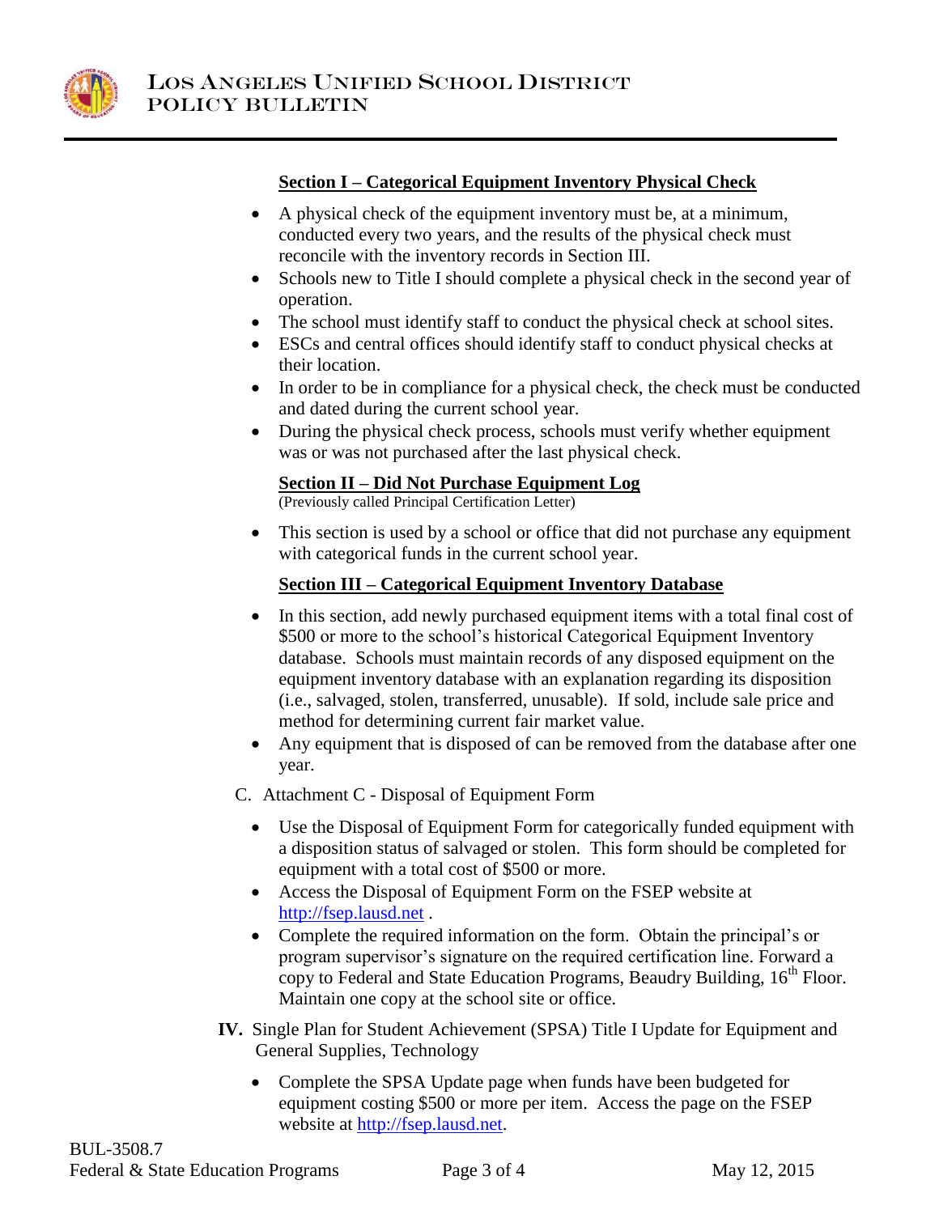**Section I – Categorical Equipment Inventory Physical Check**

- A physical check of the equipment inventory must be, at a minimum, conducted every two years, and the results of the physical check must reconcile with the inventory records in Section III.
- Schools new to Title I should complete a physical check in the second year of operation.
- The school must identify staff to conduct the physical check at school sites.
- ESCs and central offices should identify staff to conduct physical checks at their location.
- In order to be in compliance for a physical check, the check must be conducted and dated during the current school year.
- During the physical check process, schools must verify whether equipment was or was not purchased after the last physical check.

**Section II – Did Not Purchase Equipment Log**
(Previously called Principal Certification Letter)

- This section is used by a school or office that did not purchase any equipment with categorical funds in the current school year.

**Section III – Categorical Equipment Inventory Database**

- In this section, add newly purchased equipment items with a total final cost of $500 or more to the school's historical Categorical Equipment Inventory database. Schools must maintain records of any disposed equipment on the equipment inventory database with an explanation regarding its disposition (i.e., salvaged, stolen, transferred, unusable). If sold, include sale price and method for determining current fair market value.
- Any equipment that is disposed of can be removed from the database after one year.

C. Attachment C - Disposal of Equipment Form

- Use the Disposal of Equipment Form for categorically funded equipment with a disposition status of salvaged or stolen. This form should be completed for equipment with a total cost of $500 or more.
- Access the Disposal of Equipment Form on the FSEP website at http://fsep.lausd.net .
- Complete the required information on the form. Obtain the principal's or program supervisor's signature on the required certification line. Forward a copy to Federal and State Education Programs, Beaudry Building, 16th Floor. Maintain one copy at the school site or office.

**IV.** Single Plan for Student Achievement (SPSA) Title I Update for Equipment and General Supplies, Technology

- Complete the SPSA Update page when funds have been budgeted for equipment costing $500 or more per item. Access the page on the FSEP website at http://fsep.lausd.net.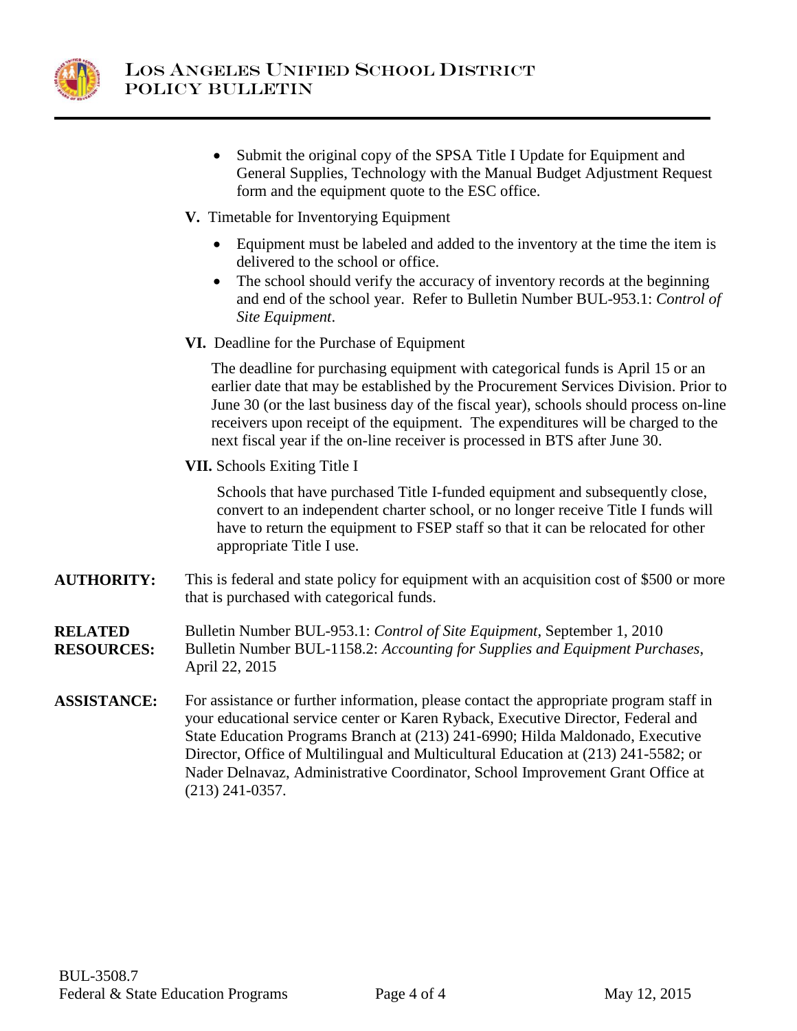- Submit the original copy of the SPSA Title I Update for Equipment and General Supplies, Technology with the Manual Budget Adjustment Request form and the equipment quote to the ESC office.

**V.** Timetable for Inventorying Equipment

- Equipment must be labeled and added to the inventory at the time the item is delivered to the school or office.
- The school should verify the accuracy of inventory records at the beginning and end of the school year. Refer to Bulletin Number BUL-953.1: *Control of Site Equipment*.

**VI.** Deadline for the Purchase of Equipment

The deadline for purchasing equipment with categorical funds is April 15 or an earlier date that may be established by the Procurement Services Division. Prior to June 30 (or the last business day of the fiscal year), schools should process on-line receivers upon receipt of the equipment. The expenditures will be charged to the next fiscal year if the on-line receiver is processed in BTS after June 30.

**VII.** Schools Exiting Title I

Schools that have purchased Title I-funded equipment and subsequently close, convert to an independent charter school, or no longer receive Title I funds will have to return the equipment to FSEP staff so that it can be relocated for other appropriate Title I use.

**AUTHORITY:** This is federal and state policy for equipment with an acquisition cost of $500 or more that is purchased with categorical funds.

**RELATED RESOURCES:** Bulletin Number BUL-953.1: *Control of Site Equipment*, September 1, 2010
Bulletin Number BUL-1158.2: *Accounting for Supplies and Equipment Purchases*, April 22, 2015

**ASSISTANCE:** For assistance or further information, please contact the appropriate program staff in your educational service center or Karen Ryback, Executive Director, Federal and State Education Programs Branch at (213) 241-6990; Hilda Maldonado, Executive Director, Office of Multilingual and Multicultural Education at (213) 241-5582; or Nader Delnavaz, Administrative Coordinator, School Improvement Grant Office at (213) 241-0357.